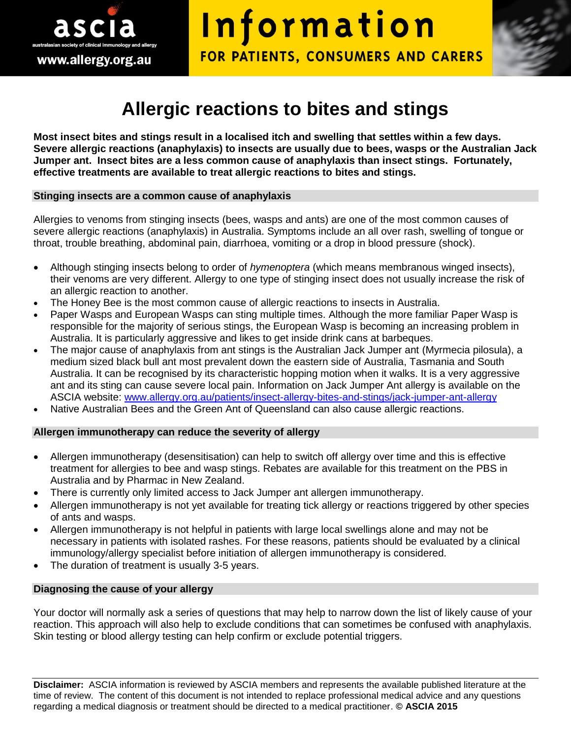ascia

australasian society of clinical immunology and allergy

www.allergy.org.au

# Information

FOR PATIENTS, CONSUMERS AND CARERS

# Allergic reactions to bites and stings

**Most insect bites and stings result in a localised itch and swelling that settles within a few days. Severe allergic reactions (anaphylaxis) to insects are usually due to bees, wasps or the Australian Jack Jumper ant. Insect bites are a less common cause of anaphylaxis than insect stings. Fortunately, effective treatments are available to treat allergic reactions to bites and stings.**

## Stinging insects are a common cause of anaphylaxis

Allergies to venoms from stinging insects (bees, wasps and ants) are one of the most common causes of severe allergic reactions (anaphylaxis) in Australia. Symptoms include an all over rash, swelling of tongue or throat, trouble breathing, abdominal pain, diarrhoea, vomiting or a drop in blood pressure (shock).

- Although stinging insects belong to order of *hymenoptera* (which means membranous winged insects), their venoms are very different. Allergy to one type of stinging insect does not usually increase the risk of an allergic reaction to another.
- The Honey Bee is the most common cause of allergic reactions to insects in Australia.
- Paper Wasps and European Wasps can sting multiple times. Although the more familiar Paper Wasp is responsible for the majority of serious stings, the European Wasp is becoming an increasing problem in Australia. It is particularly aggressive and likes to get inside drink cans at barbeques.
- The major cause of anaphylaxis from ant stings is the Australian Jack Jumper ant (Myrmecia pilosula), a medium sized black bull ant most prevalent down the eastern side of Australia, Tasmania and South Australia. It can be recognised by its characteristic hopping motion when it walks. It is a very aggressive ant and its sting can cause severe local pain. Information on Jack Jumper Ant allergy is available on the ASCIA website: www.allergy.org.au/patients/insect-allergy-bites-and-stings/jack-jumper-ant-allergy
- Native Australian Bees and the Green Ant of Queensland can also cause allergic reactions.

## Allergen immunotherapy can reduce the severity of allergy

- Allergen immunotherapy (desensitisation) can help to switch off allergy over time and this is effective treatment for allergies to bee and wasp stings. Rebates are available for this treatment on the PBS in Australia and by Pharmac in New Zealand.
- There is currently only limited access to Jack Jumper ant allergen immunotherapy.
- Allergen immunotherapy is not yet available for treating tick allergy or reactions triggered by other species of ants and wasps.
- Allergen immunotherapy is not helpful in patients with large local swellings alone and may not be necessary in patients with isolated rashes. For these reasons, patients should be evaluated by a clinical immunology/allergy specialist before initiation of allergen immunotherapy is considered.
- The duration of treatment is usually 3-5 years.

## Diagnosing the cause of your allergy

Your doctor will normally ask a series of questions that may help to narrow down the list of likely cause of your reaction. This approach will also help to exclude conditions that can sometimes be confused with anaphylaxis. Skin testing or blood allergy testing can help confirm or exclude potential triggers.

**Disclaimer:** ASCIA information is reviewed by ASCIA members and represents the available published literature at the time of review. The content of this document is not intended to replace professional medical advice and any questions regarding a medical diagnosis or treatment should be directed to a medical practitioner. **© ASCIA 2015**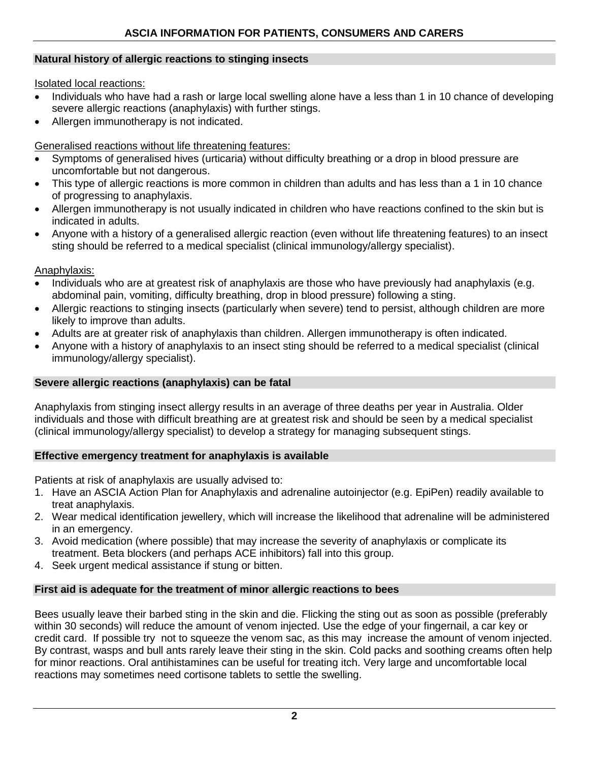## Natural history of allergic reactions to stinging insects

Isolated local reactions:

- Individuals who have had a rash or large local swelling alone have a less than 1 in 10 chance of developing severe allergic reactions (anaphylaxis) with further stings.
- Allergen immunotherapy is not indicated.

Generalised reactions without life threatening features:

- Symptoms of generalised hives (urticaria) without difficulty breathing or a drop in blood pressure are uncomfortable but not dangerous.
- This type of allergic reactions is more common in children than adults and has less than a 1 in 10 chance of progressing to anaphylaxis.
- Allergen immunotherapy is not usually indicated in children who have reactions confined to the skin but is indicated in adults.
- Anyone with a history of a generalised allergic reaction (even without life threatening features) to an insect sting should be referred to a medical specialist (clinical immunology/allergy specialist).

Anaphylaxis:

- Individuals who are at greatest risk of anaphylaxis are those who have previously had anaphylaxis (e.g. abdominal pain, vomiting, difficulty breathing, drop in blood pressure) following a sting.
- Allergic reactions to stinging insects (particularly when severe) tend to persist, although children are more likely to improve than adults.
- Adults are at greater risk of anaphylaxis than children. Allergen immunotherapy is often indicated.
- Anyone with a history of anaphylaxis to an insect sting should be referred to a medical specialist (clinical immunology/allergy specialist).

## Severe allergic reactions (anaphylaxis) can be fatal

Anaphylaxis from stinging insect allergy results in an average of three deaths per year in Australia. Older individuals and those with difficult breathing are at greatest risk and should be seen by a medical specialist (clinical immunology/allergy specialist) to develop a strategy for managing subsequent stings.

## Effective emergency treatment for anaphylaxis is available

Patients at risk of anaphylaxis are usually advised to:

1. Have an ASCIA Action Plan for Anaphylaxis and adrenaline autoinjector (e.g. EpiPen) readily available to treat anaphylaxis.
2. Wear medical identification jewellery, which will increase the likelihood that adrenaline will be administered in an emergency.
3. Avoid medication (where possible) that may increase the severity of anaphylaxis or complicate its treatment. Beta blockers (and perhaps ACE inhibitors) fall into this group.
4. Seek urgent medical assistance if stung or bitten.

## First aid is adequate for the treatment of minor allergic reactions to bees

Bees usually leave their barbed sting in the skin and die. Flicking the sting out as soon as possible (preferably within 30 seconds) will reduce the amount of venom injected. Use the edge of your fingernail, a car key or credit card. If possible try not to squeeze the venom sac, as this may increase the amount of venom injected. By contrast, wasps and bull ants rarely leave their sting in the skin. Cold packs and soothing creams often help for minor reactions. Oral antihistamines can be useful for treating itch. Very large and uncomfortable local reactions may sometimes need cortisone tablets to settle the swelling.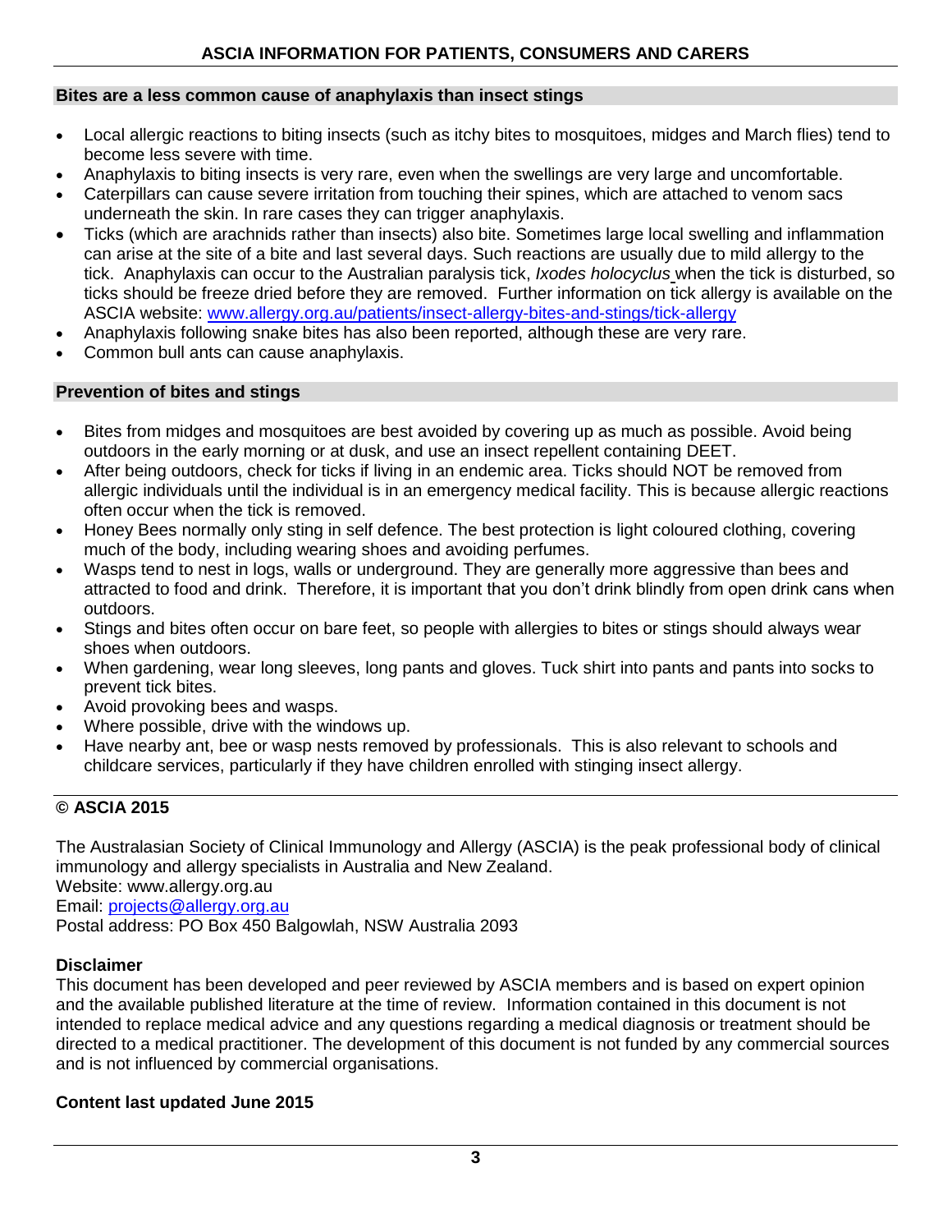## Bites are a less common cause of anaphylaxis than insect stings

- Local allergic reactions to biting insects (such as itchy bites to mosquitoes, midges and March flies) tend to become less severe with time.
- Anaphylaxis to biting insects is very rare, even when the swellings are very large and uncomfortable.
- Caterpillars can cause severe irritation from touching their spines, which are attached to venom sacs underneath the skin. In rare cases they can trigger anaphylaxis.
- Ticks (which are arachnids rather than insects) also bite. Sometimes large local swelling and inflammation can arise at the site of a bite and last several days. Such reactions are usually due to mild allergy to the tick. Anaphylaxis can occur to the Australian paralysis tick, *Ixodes holocyclus* when the tick is disturbed, so ticks should be freeze dried before they are removed. Further information on tick allergy is available on the ASCIA website: [www.allergy.org.au/patients/insect-allergy-bites-and-stings/tick-allergy](www.allergy.org.au/patients/insect-allergy-bites-and-stings/tick-allergy)
- Anaphylaxis following snake bites has also been reported, although these are very rare.
- Common bull ants can cause anaphylaxis.

## Prevention of bites and stings

- Bites from midges and mosquitoes are best avoided by covering up as much as possible. Avoid being outdoors in the early morning or at dusk, and use an insect repellent containing DEET.
- After being outdoors, check for ticks if living in an endemic area. Ticks should NOT be removed from allergic individuals until the individual is in an emergency medical facility. This is because allergic reactions often occur when the tick is removed.
- Honey Bees normally only sting in self defence. The best protection is light coloured clothing, covering much of the body, including wearing shoes and avoiding perfumes.
- Wasps tend to nest in logs, walls or underground. They are generally more aggressive than bees and attracted to food and drink. Therefore, it is important that you don't drink blindly from open drink cans when outdoors.
- Stings and bites often occur on bare feet, so people with allergies to bites or stings should always wear shoes when outdoors.
- When gardening, wear long sleeves, long pants and gloves. Tuck shirt into pants and pants into socks to prevent tick bites.
- Avoid provoking bees and wasps.
- Where possible, drive with the windows up.
- Have nearby ant, bee or wasp nests removed by professionals. This is also relevant to schools and childcare services, particularly if they have children enrolled with stinging insect allergy.

**© ASCIA 2015**

The Australasian Society of Clinical Immunology and Allergy (ASCIA) is the peak professional body of clinical immunology and allergy specialists in Australia and New Zealand.
Website: www.allergy.org.au
Email: [projects@allergy.org.au](mailto:projects@allergy.org.au)
Postal address: PO Box 450 Balgowlah, NSW Australia 2093

**Disclaimer**
This document has been developed and peer reviewed by ASCIA members and is based on expert opinion and the available published literature at the time of review. Information contained in this document is not intended to replace medical advice and any questions regarding a medical diagnosis or treatment should be directed to a medical practitioner. The development of this document is not funded by any commercial sources and is not influenced by commercial organisations.

**Content last updated June 2015**